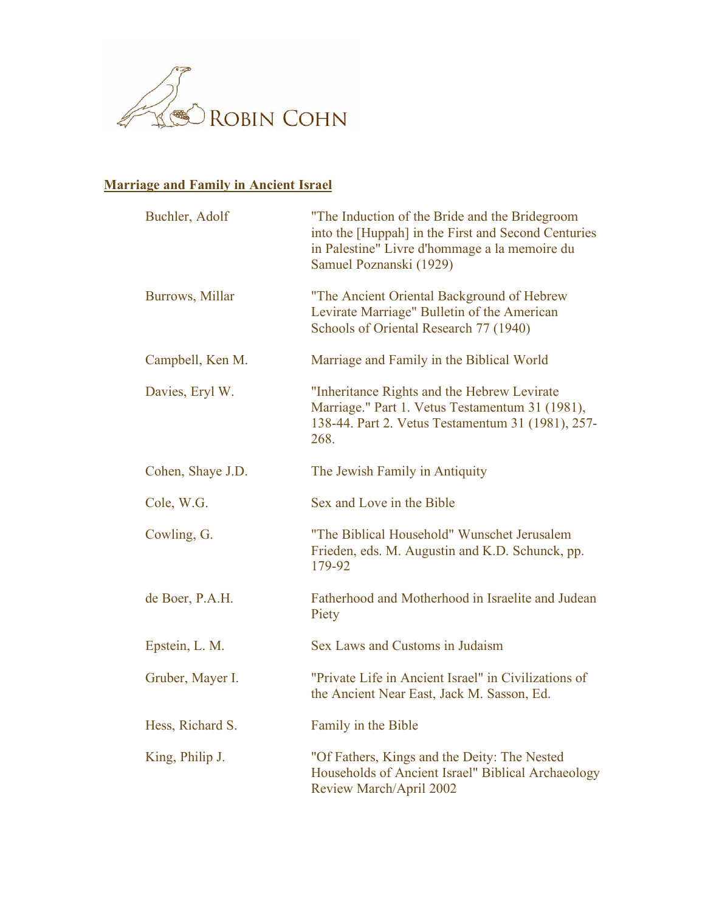ROBIN COHN

**Marriage and Family in Ancient Israel**

| | |
|---|---|
| Buchler, Adolf | "The Induction of the Bride and the Bridegroom into the [Huppah] in the First and Second Centuries in Palestine" Livre d'hommage a la memoire du Samuel Poznanski (1929) |
| Burrows, Millar | "The Ancient Oriental Background of Hebrew Levirate Marriage" Bulletin of the American Schools of Oriental Research 77 (1940) |
| Campbell, Ken M. | Marriage and Family in the Biblical World |
| Davies, Eryl W. | "Inheritance Rights and the Hebrew Levirate Marriage." Part 1. Vetus Testamentum 31 (1981), 138-44. Part 2. Vetus Testamentum 31 (1981), 257-268. |
| Cohen, Shaye J.D. | The Jewish Family in Antiquity |
| Cole, W.G. | Sex and Love in the Bible |
| Cowling, G. | "The Biblical Household" Wunschet Jerusalem Frieden, eds. M. Augustin and K.D. Schunck, pp. 179-92 |
| de Boer, P.A.H. | Fatherhood and Motherhood in Israelite and Judean Piety |
| Epstein, L. M. | Sex Laws and Customs in Judaism |
| Gruber, Mayer I. | "Private Life in Ancient Israel" in Civilizations of the Ancient Near East, Jack M. Sasson, Ed. |
| Hess, Richard S. | Family in the Bible |
| King, Philip J. | "Of Fathers, Kings and the Deity: The Nested Households of Ancient Israel" Biblical Archaeology Review March/April 2002 |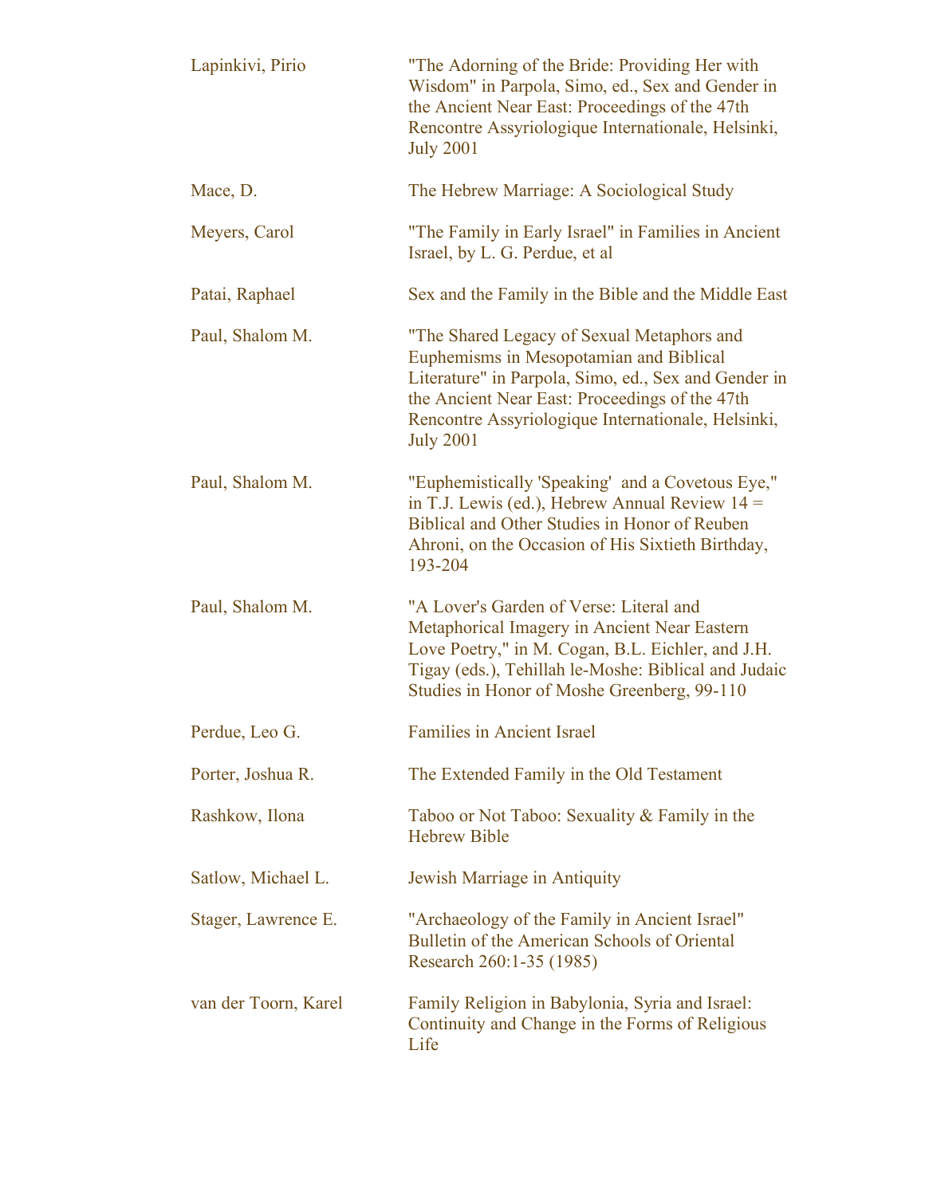| | |
|---|---|
| Lapinkivi, Pirio | "The Adorning of the Bride: Providing Her with Wisdom" in Parpola, Simo, ed., Sex and Gender in the Ancient Near East: Proceedings of the 47th Rencontre Assyriologique Internationale, Helsinki, July 2001 |
| Mace, D. | The Hebrew Marriage: A Sociological Study |
| Meyers, Carol | "The Family in Early Israel" in Families in Ancient Israel, by L. G. Perdue, et al |
| Patai, Raphael | Sex and the Family in the Bible and the Middle East |
| Paul, Shalom M. | "The Shared Legacy of Sexual Metaphors and Euphemisms in Mesopotamian and Biblical Literature" in Parpola, Simo, ed., Sex and Gender in the Ancient Near East: Proceedings of the 47th Rencontre Assyriologique Internationale, Helsinki, July 2001 |
| Paul, Shalom M. | "Euphemistically 'Speaking' and a Covetous Eye," in T.J. Lewis (ed.), Hebrew Annual Review 14 = Biblical and Other Studies in Honor of Reuben Ahroni, on the Occasion of His Sixtieth Birthday, 193-204 |
| Paul, Shalom M. | "A Lover's Garden of Verse: Literal and Metaphorical Imagery in Ancient Near Eastern Love Poetry," in M. Cogan, B.L. Eichler, and J.H. Tigay (eds.), Tehillah le-Moshe: Biblical and Judaic Studies in Honor of Moshe Greenberg, 99-110 |
| Perdue, Leo G. | Families in Ancient Israel |
| Porter, Joshua R. | The Extended Family in the Old Testament |
| Rashkow, Ilona | Taboo or Not Taboo: Sexuality & Family in the Hebrew Bible |
| Satlow, Michael L. | Jewish Marriage in Antiquity |
| Stager, Lawrence E. | "Archaeology of the Family in Ancient Israel" Bulletin of the American Schools of Oriental Research 260:1-35 (1985) |
| van der Toorn, Karel | Family Religion in Babylonia, Syria and Israel: Continuity and Change in the Forms of Religious Life |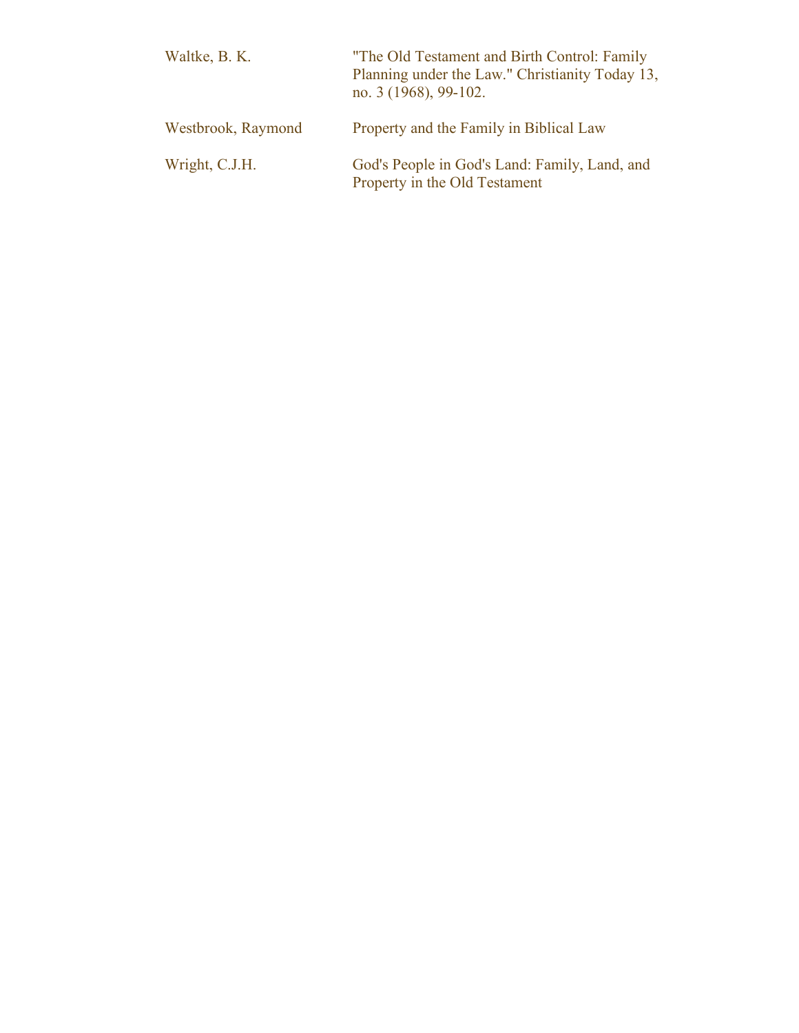| | |
|---|---|
| Waltke, B. K. | "The Old Testament and Birth Control: Family Planning under the Law." Christianity Today 13, no. 3 (1968), 99-102. |
| Westbrook, Raymond | Property and the Family in Biblical Law |
| Wright, C.J.H. | God's People in God's Land: Family, Land, and Property in the Old Testament |